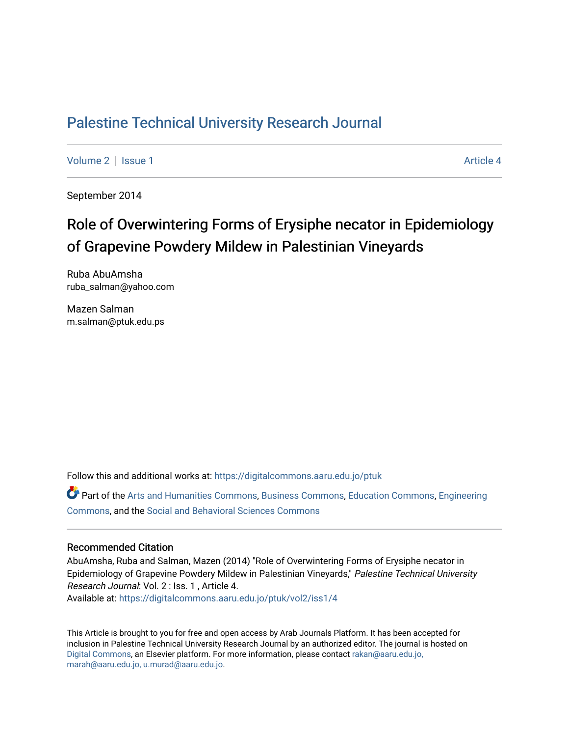# Palestine Technical University Research Journal

Volume 2 | Issue 1 Article 4

September 2014

## Role of Overwintering Forms of Erysiphe necator in Epidemiology of Grapevine Powdery Mildew in Palestinian Vineyards

Ruba AbuAmsha
ruba_salman@yahoo.com

Mazen Salman
m.salman@ptuk.edu.ps

Follow this and additional works at: https://digitalcommons.aaru.edu.jo/ptuk

Part of the Arts and Humanities Commons, Business Commons, Education Commons, Engineering Commons, and the Social and Behavioral Sciences Commons

### Recommended Citation

AbuAmsha, Ruba and Salman, Mazen (2014) "Role of Overwintering Forms of Erysiphe necator in Epidemiology of Grapevine Powdery Mildew in Palestinian Vineyards," *Palestine Technical University Research Journal*: Vol. 2 : Iss. 1 , Article 4.
Available at: https://digitalcommons.aaru.edu.jo/ptuk/vol2/iss1/4

This Article is brought to you for free and open access by Arab Journals Platform. It has been accepted for inclusion in Palestine Technical University Research Journal by an authorized editor. The journal is hosted on Digital Commons, an Elsevier platform. For more information, please contact rakan@aaru.edu.jo, marah@aaru.edu.jo, u.murad@aaru.edu.jo.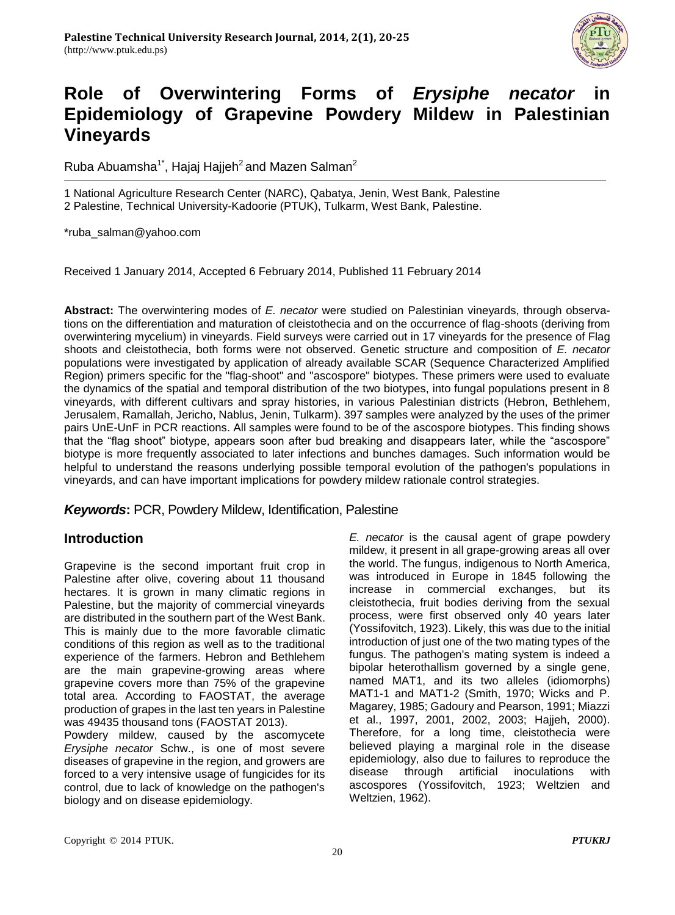# Role of Overwintering Forms of *Erysiphe necator* in Epidemiology of Grapevine Powdery Mildew in Palestinian Vineyards

Ruba Abuamsha[1*], Hajaj Hajjeh[2] and Mazen Salman[2]

1 National Agriculture Research Center (NARC), Qabatya, Jenin, West Bank, Palestine
2 Palestine, Technical University-Kadoorie (PTUK), Tulkarm, West Bank, Palestine.

*ruba_salman@yahoo.com

Received 1 January 2014, Accepted 6 February 2014, Published 11 February 2014

**Abstract:** The overwintering modes of *E. necator* were studied on Palestinian vineyards, through observations on the differentiation and maturation of cleistothecia and on the occurrence of flag-shoots (deriving from overwintering mycelium) in vineyards. Field surveys were carried out in 17 vineyards for the presence of Flag shoots and cleistothecia, both forms were not observed. Genetic structure and composition of *E. necator* populations were investigated by application of already available SCAR (Sequence Characterized Amplified Region) primers specific for the "flag-shoot" and "ascospore" biotypes. These primers were used to evaluate the dynamics of the spatial and temporal distribution of the two biotypes, into fungal populations present in 8 vineyards, with different cultivars and spray histories, in various Palestinian districts (Hebron, Bethlehem, Jerusalem, Ramallah, Jericho, Nablus, Jenin, Tulkarm). 397 samples were analyzed by the uses of the primer pairs UnE-UnF in PCR reactions. All samples were found to be of the ascospore biotypes. This finding shows that the "flag shoot" biotype, appears soon after bud breaking and disappears later, while the "ascospore" biotype is more frequently associated to later infections and bunches damages. Such information would be helpful to understand the reasons underlying possible temporal evolution of the pathogen's populations in vineyards, and can have important implications for powdery mildew rationale control strategies.

***Keywords*:** PCR, Powdery Mildew, Identification, Palestine

## Introduction

Grapevine is the second important fruit crop in Palestine after olive, covering about 11 thousand hectares. It is grown in many climatic regions in Palestine, but the majority of commercial vineyards are distributed in the southern part of the West Bank. This is mainly due to the more favorable climatic conditions of this region as well as to the traditional experience of the farmers. Hebron and Bethlehem are the main grapevine-growing areas where grapevine covers more than 75% of the grapevine total area. According to FAOSTAT, the average production of grapes in the last ten years in Palestine was 49435 thousand tons (FAOSTAT 2013).

Powdery mildew, caused by the ascomycete *Erysiphe necator* Schw., is one of most severe diseases of grapevine in the region, and growers are forced to a very intensive usage of fungicides for its control, due to lack of knowledge on the pathogen's biology and on disease epidemiology.

*E. necator* is the causal agent of grape powdery mildew, it present in all grape-growing areas all over the world. The fungus, indigenous to North America, was introduced in Europe in 1845 following the increase in commercial exchanges, but its cleistothecia, fruit bodies deriving from the sexual process, were first observed only 40 years later (Yossifovitch, 1923). Likely, this was due to the initial introduction of just one of the two mating types of the fungus. The pathogen's mating system is indeed a bipolar heterothallism governed by a single gene, named MAT1, and its two alleles (idiomorphs) MAT1-1 and MAT1-2 (Smith, 1970; Wicks and P. Magarey, 1985; Gadoury and Pearson, 1991; Miazzi et al., 1997, 2001, 2002, 2003; Hajjeh, 2000). Therefore, for a long time, cleistothecia were believed playing a marginal role in the disease epidemiology, also due to failures to reproduce the disease through artificial inoculations with ascospores (Yossifovitch, 1923; Weltzien and Weltzien, 1962).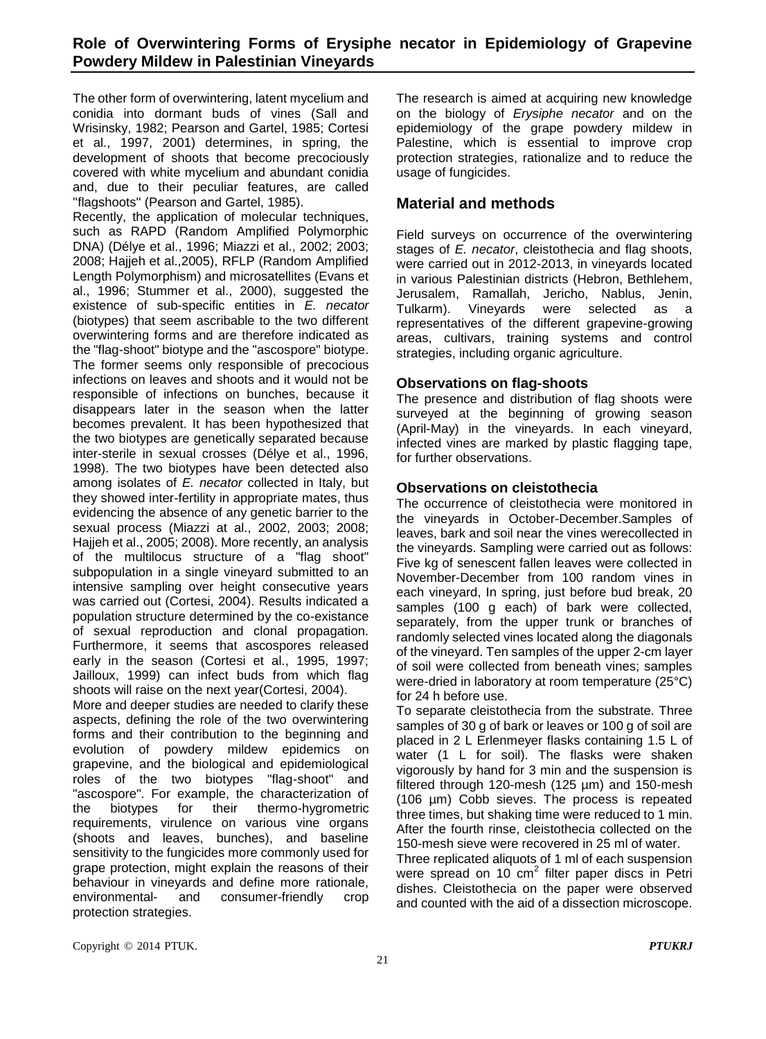The other form of overwintering, latent mycelium and conidia into dormant buds of vines (Sall and Wrisinsky, 1982; Pearson and Gartel, 1985; Cortesi et al., 1997, 2001) determines, in spring, the development of shoots that become precociously covered with white mycelium and abundant conidia and, due to their peculiar features, are called "flagshoots" (Pearson and Gartel, 1985).

Recently, the application of molecular techniques, such as RAPD (Random Amplified Polymorphic DNA) (Délye et al., 1996; Miazzi et al., 2002; 2003; 2008; Hajjeh et al.,2005), RFLP (Random Amplified Length Polymorphism) and microsatellites (Evans et al., 1996; Stummer et al., 2000), suggested the existence of sub-specific entities in *E. necator* (biotypes) that seem ascribable to the two different overwintering forms and are therefore indicated as the "flag-shoot" biotype and the "ascospore" biotype. The former seems only responsible of precocious infections on leaves and shoots and it would not be responsible of infections on bunches, because it disappears later in the season when the latter becomes prevalent. It has been hypothesized that the two biotypes are genetically separated because inter-sterile in sexual crosses (Délye et al., 1996, 1998). The two biotypes have been detected also among isolates of *E. necator* collected in Italy, but they showed inter-fertility in appropriate mates, thus evidencing the absence of any genetic barrier to the sexual process (Miazzi at al., 2002, 2003; 2008; Hajjeh et al., 2005; 2008). More recently, an analysis of the multilocus structure of a "flag shoot" subpopulation in a single vineyard submitted to an intensive sampling over height consecutive years was carried out (Cortesi, 2004). Results indicated a population structure determined by the co-existance of sexual reproduction and clonal propagation. Furthermore, it seems that ascospores released early in the season (Cortesi et al., 1995, 1997; Jailloux, 1999) can infect buds from which flag shoots will raise on the next year(Cortesi, 2004).

More and deeper studies are needed to clarify these aspects, defining the role of the two overwintering forms and their contribution to the beginning and evolution of powdery mildew epidemics on grapevine, and the biological and epidemiological roles of the two biotypes "flag-shoot" and "ascospore". For example, the characterization of the biotypes for their thermo-hygrometric requirements, virulence on various vine organs (shoots and leaves, bunches), and baseline sensitivity to the fungicides more commonly used for grape protection, might explain the reasons of their behaviour in vineyards and define more rationale, environmental- and consumer-friendly crop protection strategies.

The research is aimed at acquiring new knowledge on the biology of *Erysiphe necator* and on the epidemiology of the grape powdery mildew in Palestine, which is essential to improve crop protection strategies, rationalize and to reduce the usage of fungicides.

## Material and methods

Field surveys on occurrence of the overwintering stages of *E. necator*, cleistothecia and flag shoots, were carried out in 2012-2013, in vineyards located in various Palestinian districts (Hebron, Bethlehem, Jerusalem, Ramallah, Jericho, Nablus, Jenin, Tulkarm). Vineyards were selected as a representatives of the different grapevine-growing areas, cultivars, training systems and control strategies, including organic agriculture.

### Observations on flag-shoots

The presence and distribution of flag shoots were surveyed at the beginning of growing season (April-May) in the vineyards. In each vineyard, infected vines are marked by plastic flagging tape, for further observations.

### Observations on cleistothecia

The occurrence of cleistothecia were monitored in the vineyards in October-December.Samples of leaves, bark and soil near the vines werecollected in the vineyards. Sampling were carried out as follows: Five kg of senescent fallen leaves were collected in November-December from 100 random vines in each vineyard, In spring, just before bud break, 20 samples (100 g each) of bark were collected, separately, from the upper trunk or branches of randomly selected vines located along the diagonals of the vineyard. Ten samples of the upper 2-cm layer of soil were collected from beneath vines; samples were-dried in laboratory at room temperature (25°C) for 24 h before use.

To separate cleistothecia from the substrate. Three samples of 30 g of bark or leaves or 100 g of soil are placed in 2 L Erlenmeyer flasks containing 1.5 L of water (1 L for soil). The flasks were shaken vigorously by hand for 3 min and the suspension is filtered through 120-mesh (125 µm) and 150-mesh (106 µm) Cobb sieves. The process is repeated three times, but shaking time were reduced to 1 min. After the fourth rinse, cleistothecia collected on the 150-mesh sieve were recovered in 25 ml of water.

Three replicated aliquots of 1 ml of each suspension were spread on 10 $cm^2$ filter paper discs in Petri dishes. Cleistothecia on the paper were observed and counted with the aid of a dissection microscope.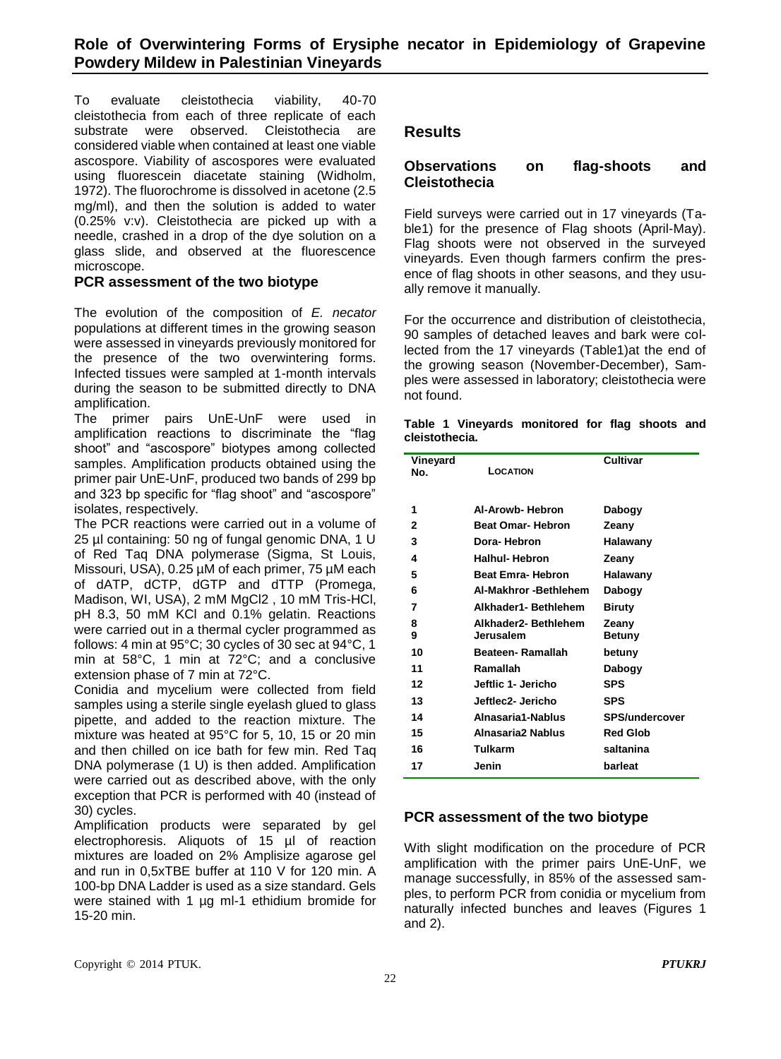To evaluate cleistothecia viability, 40-70 cleistothecia from each of three replicate of each substrate were observed. Cleistothecia are considered viable when contained at least one viable ascospore. Viability of ascospores were evaluated using fluorescein diacetate staining (Widholm, 1972). The fluorochrome is dissolved in acetone (2.5 mg/ml), and then the solution is added to water (0.25% v:v). Cleistothecia are picked up with a needle, crashed in a drop of the dye solution on a glass slide, and observed at the fluorescence microscope.

### PCR assessment of the two biotype

The evolution of the composition of *E. necator* populations at different times in the growing season were assessed in vineyards previously monitored for the presence of the two overwintering forms. Infected tissues were sampled at 1-month intervals during the season to be submitted directly to DNA amplification.

The primer pairs UnE-UnF were used in amplification reactions to discriminate the "flag shoot" and "ascospore" biotypes among collected samples. Amplification products obtained using the primer pair UnE-UnF, produced two bands of 299 bp and 323 bp specific for "flag shoot" and "ascospore" isolates, respectively.

The PCR reactions were carried out in a volume of 25 µl containing: 50 ng of fungal genomic DNA, 1 U of Red Taq DNA polymerase (Sigma, St Louis, Missouri, USA), 0.25 µM of each primer, 75 µM each of dATP, dCTP, dGTP and dTTP (Promega, Madison, WI, USA), 2 mM $MgCl_2$ , 10 mM Tris-HCl, pH 8.3, 50 mM KCl and 0.1% gelatin. Reactions were carried out in a thermal cycler programmed as follows: 4 min at 95°C; 30 cycles of 30 sec at 94°C, 1 min at 58°C, 1 min at 72°C; and a conclusive extension phase of 7 min at 72°C.

Conidia and mycelium were collected from field samples using a sterile single eyelash glued to glass pipette, and added to the reaction mixture. The mixture was heated at 95°C for 5, 10, 15 or 20 min and then chilled on ice bath for few min. Red Taq DNA polymerase (1 U) is then added. Amplification were carried out as described above, with the only exception that PCR is performed with 40 (instead of 30) cycles.

Amplification products were separated by gel electrophoresis. Aliquots of 15 µl of reaction mixtures are loaded on 2% Amplisize agarose gel and run in 0,5xTBE buffer at 110 V for 120 min. A 100-bp DNA Ladder is used as a size standard. Gels were stained with 1 µg ml-1 ethidium bromide for 15-20 min.

## Results

### Observations on flag-shoots and Cleistothecia

Field surveys were carried out in 17 vineyards (Table1) for the presence of Flag shoots (April-May). Flag shoots were not observed in the surveyed vineyards. Even though farmers confirm the presence of flag shoots in other seasons, and they usually remove it manually.

For the occurrence and distribution of cleistothecia, 90 samples of detached leaves and bark were collected from the 17 vineyards (Table1)at the end of the growing season (November-December), Samples were assessed in laboratory; cleistothecia were not found.

**Table 1 Vineyards monitored for flag shoots and cleistothecia.**

| Vineyard No. | Location | Cultivar |
|---|---|---|
| 1 | Al-Arowb- Hebron | Dabogy |
| 2 | Beat Omar- Hebron | Zeany |
| 3 | Dora- Hebron | Halawany |
| 4 | Halhul- Hebron | Zeany |
| 5 | Beat Emra- Hebron | Halawany |
| 6 | Al-Makhror -Bethlehem | Dabogy |
| 7 | Alkhader1- Bethlehem | Biruty |
| 8 | Alkhader2- Bethlehem | Zeany |
| 9 | Jerusalem | Betuny |
| 10 | Beateen- Ramallah | betuny |
| 11 | Ramallah | Dabogy |
| 12 | Jeftlic 1- Jericho | SPS |
| 13 | Jeftlec2- Jericho | SPS |
| 14 | Alnasaria1-Nablus | SPS/undercover |
| 15 | Alnasaria2 Nablus | Red Glob |
| 16 | Tulkarm | saltanina |
| 17 | Jenin | barleat |

### PCR assessment of the two biotype

With slight modification on the procedure of PCR amplification with the primer pairs UnE-UnF, we manage successfully, in 85% of the assessed samples, to perform PCR from conidia or mycelium from naturally infected bunches and leaves (Figures 1 and 2).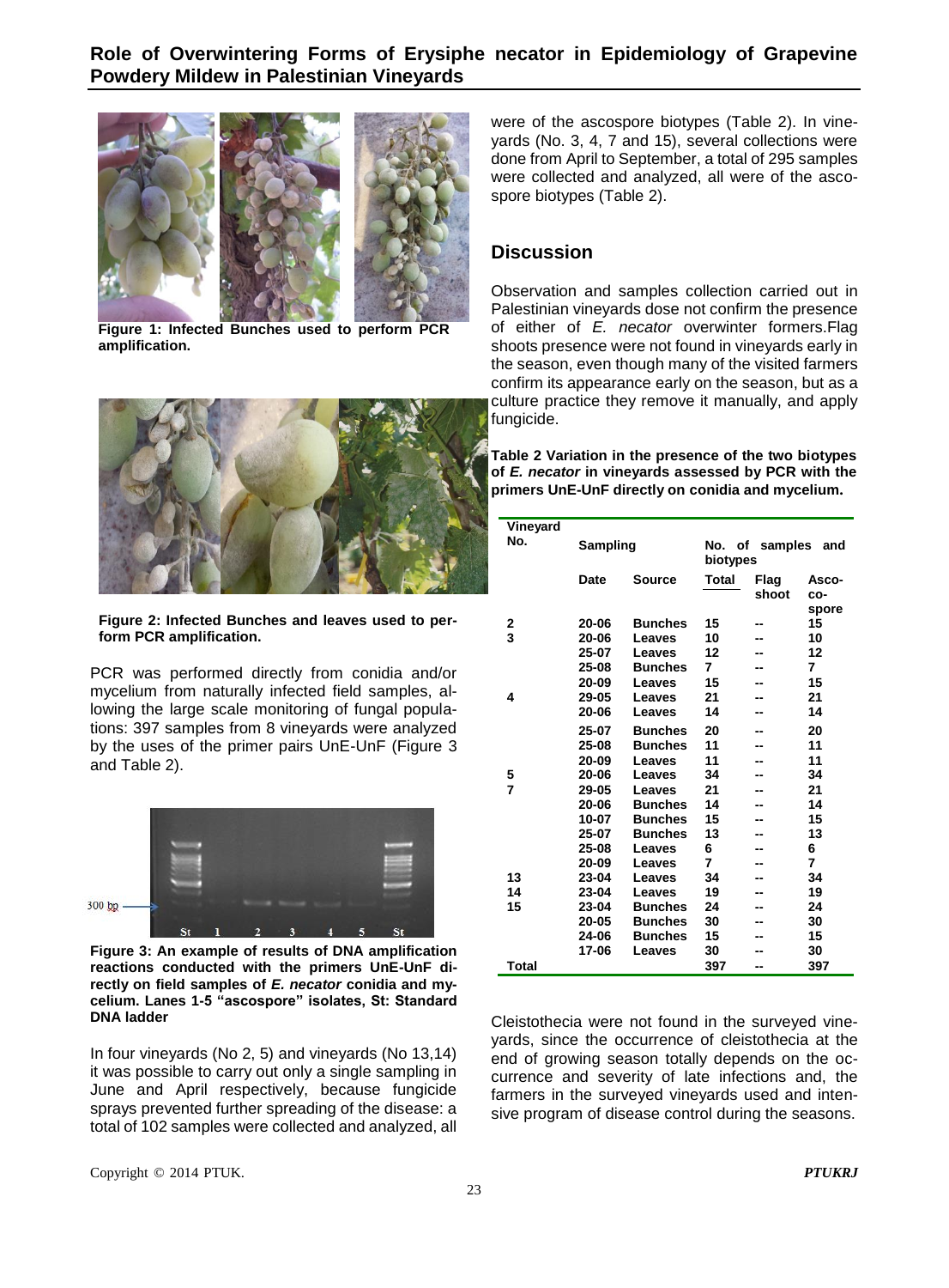Figure 1: Infected Bunches used to perform PCR amplification.

Figure 2: Infected Bunches and leaves used to perform PCR amplification.

PCR was performed directly from conidia and/or mycelium from naturally infected field samples, allowing the large scale monitoring of fungal populations: 397 samples from 8 vineyards were analyzed by the uses of the primer pairs UnE-UnF (Figure 3 and Table 2).

Figure 3: An example of results of DNA amplification reactions conducted with the primers UnE-UnF directly on field samples of *E. necator* conidia and mycelium. Lanes 1-5 "ascospore" isolates, St: Standard DNA ladder

In four vineyards (No 2, 5) and vineyards (No 13,14) it was possible to carry out only a single sampling in June and April respectively, because fungicide sprays prevented further spreading of the disease: a total of 102 samples were collected and analyzed, all were of the ascospore biotypes (Table 2). In vineyards (No. 3, 4, 7 and 15), several collections were done from April to September, a total of 295 samples were collected and analyzed, all were of the ascospore biotypes (Table 2).

## Discussion

Observation and samples collection carried out in Palestinian vineyards dose not confirm the presence of either of *E. necator* overwinter formers.Flag shoots presence were not found in vineyards early in the season, even though many of the visited farmers confirm its appearance early on the season, but as a culture practice they remove it manually, and apply fungicide.

**Table 2 Variation in the presence of the two biotypes of *E. necator* in vineyards assessed by PCR with the primers UnE-UnF directly on conidia and mycelium.**

| Vineyard No. | Sampling | | No. of samples and biotypes | | |
|---|---|---|---|---|---|
| | Date | Source | Total | Flag shoot | Ascospore |
| 2 | 20-06 | Bunches | 15 | -- | 15 |
| 3 | 20-06 | Leaves | 10 | -- | 10 |
| | 25-07 | Leaves | 12 | -- | 12 |
| | 25-08 | Bunches | 7 | -- | 7 |
| | 20-09 | Leaves | 15 | -- | 15 |
| 4 | 29-05 | Leaves | 21 | -- | 21 |
| | 20-06 | Leaves | 14 | -- | 14 |
| | 25-07 | Bunches | 20 | -- | 20 |
| | 25-08 | Bunches | 11 | -- | 11 |
| | 20-09 | Leaves | 11 | -- | 11 |
| 5 | 20-06 | Leaves | 34 | -- | 34 |
| 7 | 29-05 | Leaves | 21 | -- | 21 |
| | 20-06 | Bunches | 14 | -- | 14 |
| | 10-07 | Bunches | 15 | -- | 15 |
| | 25-07 | Bunches | 13 | -- | 13 |
| | 25-08 | Leaves | 6 | -- | 6 |
| | 20-09 | Leaves | 7 | -- | 7 |
| 13 | 23-04 | Leaves | 34 | -- | 34 |
| 14 | 23-04 | Leaves | 19 | -- | 19 |
| 15 | 23-04 | Bunches | 24 | -- | 24 |
| | 20-05 | Bunches | 30 | -- | 30 |
| | 24-06 | Bunches | 15 | -- | 15 |
| | 17-06 | Leaves | 30 | -- | 30 |
| Total | | | 397 | -- | 397 |

Cleistothecia were not found in the surveyed vineyards, since the occurrence of cleistothecia at the end of growing season totally depends on the occurrence and severity of late infections and, the farmers in the surveyed vineyards used and intensive program of disease control during the seasons.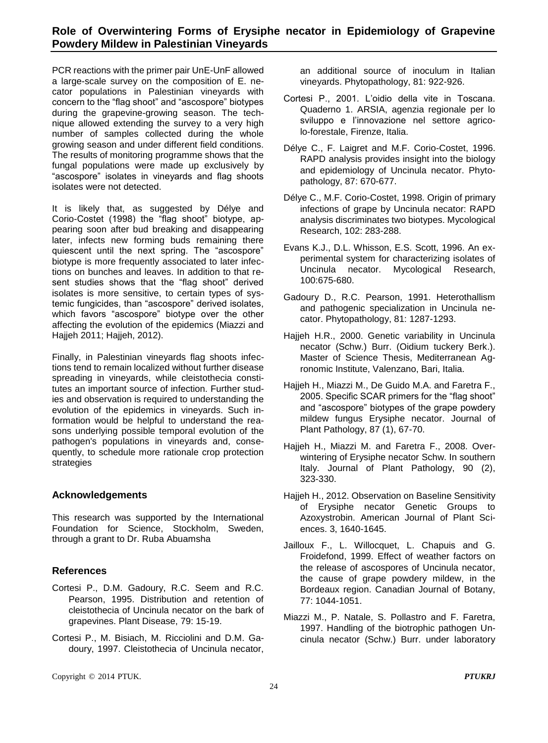PCR reactions with the primer pair UnE-UnF allowed a large-scale survey on the composition of E. necator populations in Palestinian vineyards with concern to the "flag shoot" and "ascospore" biotypes during the grapevine-growing season. The technique allowed extending the survey to a very high number of samples collected during the whole growing season and under different field conditions. The results of monitoring programme shows that the fungal populations were made up exclusively by "ascospore" isolates in vineyards and flag shoots isolates were not detected.

It is likely that, as suggested by Délye and Corio-Costet (1998) the "flag shoot" biotype, appearing soon after bud breaking and disappearing later, infects new forming buds remaining there quiescent until the next spring. The "ascospore" biotype is more frequently associated to later infections on bunches and leaves. In addition to that resent studies shows that the "flag shoot" derived isolates is more sensitive, to certain types of systemic fungicides, than "ascospore" derived isolates, which favors "ascospore" biotype over the other affecting the evolution of the epidemics (Miazzi and Hajjeh 2011; Hajjeh, 2012).

Finally, in Palestinian vineyards flag shoots infections tend to remain localized without further disease spreading in vineyards, while cleistothecia constitutes an important source of infection. Further studies and observation is required to understanding the evolution of the epidemics in vineyards. Such information would be helpful to understand the reasons underlying possible temporal evolution of the pathogen's populations in vineyards and, consequently, to schedule more rationale crop protection strategies

## Acknowledgements

This research was supported by the International Foundation for Science, Stockholm, Sweden, through a grant to Dr. Ruba Abuamsha

## References

Cortesi P., D.M. Gadoury, R.C. Seem and R.C. Pearson, 1995. Distribution and retention of cleistothecia of Uncinula necator on the bark of grapevines. Plant Disease, 79: 15-19.

Cortesi P., M. Bisiach, M. Ricciolini and D.M. Gadoury, 1997. Cleistothecia of Uncinula necator, an additional source of inoculum in Italian vineyards. Phytopathology, 81: 922-926.

Cortesi P., 2001. L'oidio della vite in Toscana. Quaderno 1. ARSIA, agenzia regionale per lo sviluppo e l'innovazione nel settore agricolo-forestale, Firenze, Italia.

Délye C., F. Laigret and M.F. Corio-Costet, 1996. RAPD analysis provides insight into the biology and epidemiology of Uncinula necator. Phytopathology, 87: 670-677.

Délye C., M.F. Corio-Costet, 1998. Origin of primary infections of grape by Uncinula necator: RAPD analysis discriminates two biotypes. Mycological Research, 102: 283-288.

Evans K.J., D.L. Whisson, E.S. Scott, 1996. An experimental system for characterizing isolates of Uncinula necator. Mycological Research, 100:675-680.

Gadoury D., R.C. Pearson, 1991. Heterothallism and pathogenic specialization in Uncinula necator. Phytopathology, 81: 1287-1293.

Hajjeh H.R., 2000. Genetic variability in Uncinula necator (Schw.) Burr. (Oidium tuckery Berk.). Master of Science Thesis, Mediterranean Agronomic Institute, Valenzano, Bari, Italia.

Hajjeh H., Miazzi M., De Guido M.A. and Faretra F., 2005. Specific SCAR primers for the "flag shoot" and "ascospore" biotypes of the grape powdery mildew fungus Erysiphe necator. Journal of Plant Pathology, 87 (1), 67-70.

Hajjeh H., Miazzi M. and Faretra F., 2008. Overwintering of Erysiphe necator Schw. In southern Italy. Journal of Plant Pathology, 90 (2), 323-330.

Hajjeh H., 2012. Observation on Baseline Sensitivity of Erysiphe necator Genetic Groups to Azoxystrobin. American Journal of Plant Sciences. 3, 1640-1645.

Jailloux F., L. Willocquet, L. Chapuis and G. Froidefond, 1999. Effect of weather factors on the release of ascospores of Uncinula necator, the cause of grape powdery mildew, in the Bordeaux region. Canadian Journal of Botany, 77: 1044-1051.

Miazzi M., P. Natale, S. Pollastro and F. Faretra, 1997. Handling of the biotrophic pathogen Uncinula necator (Schw.) Burr. under laboratory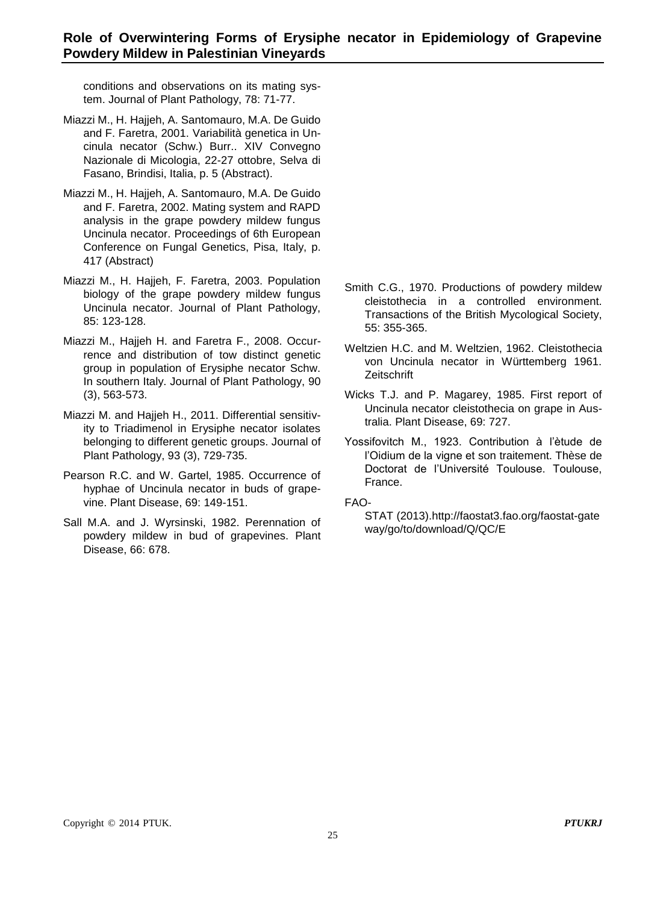conditions and observations on its mating system. Journal of Plant Pathology, 78: 71-77.

Miazzi M., H. Hajjeh, A. Santomauro, M.A. De Guido and F. Faretra, 2001. Variabilità genetica in Uncinula necator (Schw.) Burr.. XIV Convegno Nazionale di Micologia, 22-27 ottobre, Selva di Fasano, Brindisi, Italia, p. 5 (Abstract).

Miazzi M., H. Hajjeh, A. Santomauro, M.A. De Guido and F. Faretra, 2002. Mating system and RAPD analysis in the grape powdery mildew fungus Uncinula necator. Proceedings of 6th European Conference on Fungal Genetics, Pisa, Italy, p. 417 (Abstract)

Miazzi M., H. Hajjeh, F. Faretra, 2003. Population biology of the grape powdery mildew fungus Uncinula necator. Journal of Plant Pathology, 85: 123-128.

Miazzi M., Hajjeh H. and Faretra F., 2008. Occurrence and distribution of tow distinct genetic group in population of Erysiphe necator Schw. In southern Italy. Journal of Plant Pathology, 90 (3), 563-573.

Miazzi M. and Hajjeh H., 2011. Differential sensitivity to Triadimenol in Erysiphe necator isolates belonging to different genetic groups. Journal of Plant Pathology, 93 (3), 729-735.

Pearson R.C. and W. Gartel, 1985. Occurrence of hyphae of Uncinula necator in buds of grapevine. Plant Disease, 69: 149-151.

Sall M.A. and J. Wyrsinski, 1982. Perennation of powdery mildew in bud of grapevines. Plant Disease, 66: 678.

Smith C.G., 1970. Productions of powdery mildew cleistothecia in a controlled environment. Transactions of the British Mycological Society, 55: 355-365.

Weltzien H.C. and M. Weltzien, 1962. Cleistothecia von Uncinula necator in Württemberg 1961. Zeitschrift

Wicks T.J. and P. Magarey, 1985. First report of Uncinula necator cleistothecia on grape in Australia. Plant Disease, 69: 727.

Yossifovitch M., 1923. Contribution à l'ètude de l'Oidium de la vigne et son traitement. Thèse de Doctorat de l'Université Toulouse. Toulouse, France.

FAO-STAT (2013).http://faostat3.fao.org/faostat-gateway/go/to/download/Q/QC/E